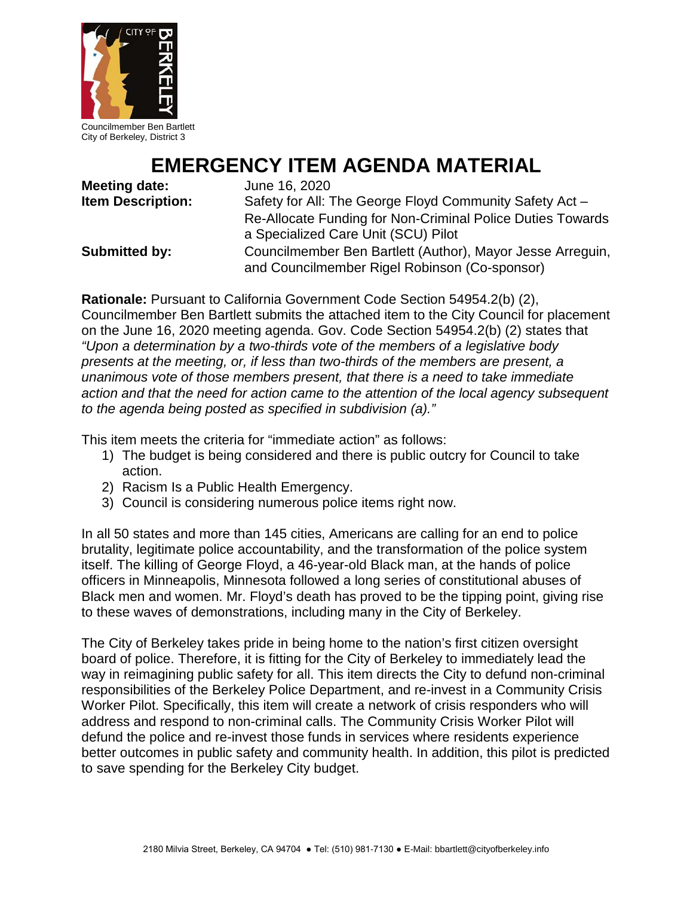Councilmember Ben Bartlett
City of Berkeley, District 3

# EMERGENCY ITEM AGENDA MATERIAL

**Meeting date:** June 16, 2020

**Item Description:** Safety for All: The George Floyd Community Safety Act – Re-Allocate Funding for Non-Criminal Police Duties Towards a Specialized Care Unit (SCU) Pilot

**Submitted by:** Councilmember Ben Bartlett (Author), Mayor Jesse Arreguin, and Councilmember Rigel Robinson (Co-sponsor)

**Rationale:** Pursuant to California Government Code Section 54954.2(b) (2), Councilmember Ben Bartlett submits the attached item to the City Council for placement on the June 16, 2020 meeting agenda. Gov. Code Section 54954.2(b) (2) states that *"Upon a determination by a two-thirds vote of the members of a legislative body presents at the meeting, or, if less than two-thirds of the members are present, a unanimous vote of those members present, that there is a need to take immediate action and that the need for action came to the attention of the local agency subsequent to the agenda being posted as specified in subdivision (a)."*

This item meets the criteria for "immediate action" as follows:

1) The budget is being considered and there is public outcry for Council to take action.
2) Racism Is a Public Health Emergency.
3) Council is considering numerous police items right now.

In all 50 states and more than 145 cities, Americans are calling for an end to police brutality, legitimate police accountability, and the transformation of the police system itself. The killing of George Floyd, a 46-year-old Black man, at the hands of police officers in Minneapolis, Minnesota followed a long series of constitutional abuses of Black men and women. Mr. Floyd's death has proved to be the tipping point, giving rise to these waves of demonstrations, including many in the City of Berkeley.

The City of Berkeley takes pride in being home to the nation's first citizen oversight board of police. Therefore, it is fitting for the City of Berkeley to immediately lead the way in reimagining public safety for all. This item directs the City to defund non-criminal responsibilities of the Berkeley Police Department, and re-invest in a Community Crisis Worker Pilot. Specifically, this item will create a network of crisis responders who will address and respond to non-criminal calls. The Community Crisis Worker Pilot will defund the police and re-invest those funds in services where residents experience better outcomes in public safety and community health. In addition, this pilot is predicted to save spending for the Berkeley City budget.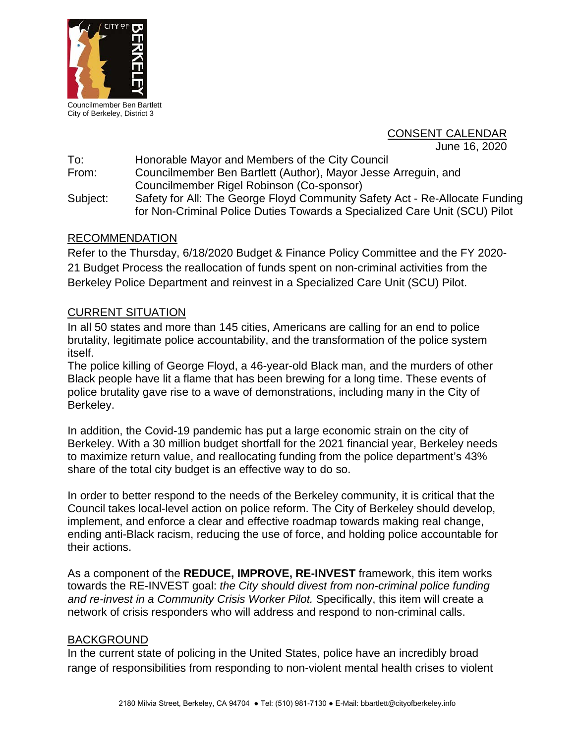Councilmember Ben Bartlett
City of Berkeley, District 3

CONSENT CALENDAR
June 16, 2020

To: Honorable Mayor and Members of the City Council

From: Councilmember Ben Bartlett (Author), Mayor Jesse Arreguin, and Councilmember Rigel Robinson (Co-sponsor)

Subject: Safety for All: The George Floyd Community Safety Act - Re-Allocate Funding for Non-Criminal Police Duties Towards a Specialized Care Unit (SCU) Pilot

## RECOMMENDATION

Refer to the Thursday, 6/18/2020 Budget & Finance Policy Committee and the FY 2020-21 Budget Process the reallocation of funds spent on non-criminal activities from the Berkeley Police Department and reinvest in a Specialized Care Unit (SCU) Pilot.

## CURRENT SITUATION

In all 50 states and more than 145 cities, Americans are calling for an end to police brutality, legitimate police accountability, and the transformation of the police system itself.

The police killing of George Floyd, a 46-year-old Black man, and the murders of other Black people have lit a flame that has been brewing for a long time. These events of police brutality gave rise to a wave of demonstrations, including many in the City of Berkeley.

In addition, the Covid-19 pandemic has put a large economic strain on the city of Berkeley. With a 30 million budget shortfall for the 2021 financial year, Berkeley needs to maximize return value, and reallocating funding from the police department's 43% share of the total city budget is an effective way to do so.

In order to better respond to the needs of the Berkeley community, it is critical that the Council takes local-level action on police reform. The City of Berkeley should develop, implement, and enforce a clear and effective roadmap towards making real change, ending anti-Black racism, reducing the use of force, and holding police accountable for their actions.

As a component of the **REDUCE, IMPROVE, RE-INVEST** framework, this item works towards the RE-INVEST goal: *the City should divest from non-criminal police funding and re-invest in a Community Crisis Worker Pilot.* Specifically, this item will create a network of crisis responders who will address and respond to non-criminal calls.

## BACKGROUND

In the current state of policing in the United States, police have an incredibly broad range of responsibilities from responding to non-violent mental health crises to violent

2180 Milvia Street, Berkeley, CA 94704 ● Tel: (510) 981-7130 ● E-Mail: bbartlett@cityofberkeley.info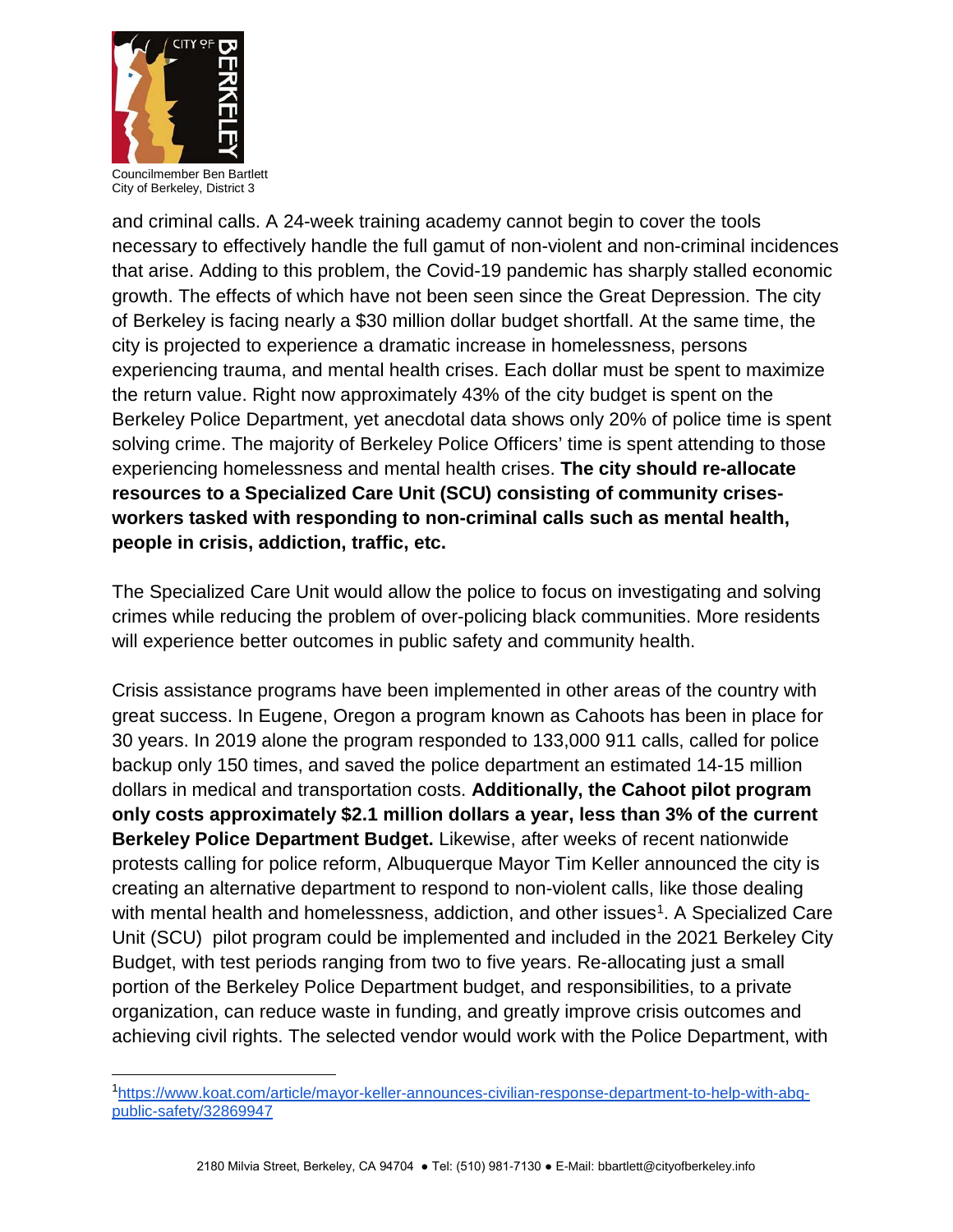and criminal calls. A 24-week training academy cannot begin to cover the tools necessary to effectively handle the full gamut of non-violent and non-criminal incidences that arise. Adding to this problem, the Covid-19 pandemic has sharply stalled economic growth. The effects of which have not been seen since the Great Depression. The city of Berkeley is facing nearly a $30 million dollar budget shortfall. At the same time, the city is projected to experience a dramatic increase in homelessness, persons experiencing trauma, and mental health crises. Each dollar must be spent to maximize the return value. Right now approximately 43% of the city budget is spent on the Berkeley Police Department, yet anecdotal data shows only 20% of police time is spent solving crime. The majority of Berkeley Police Officers' time is spent attending to those experiencing homelessness and mental health crises. **The city should re-allocate resources to a Specialized Care Unit (SCU) consisting of community crises-workers tasked with responding to non-criminal calls such as mental health, people in crisis, addiction, traffic, etc.**

The Specialized Care Unit would allow the police to focus on investigating and solving crimes while reducing the problem of over-policing black communities. More residents will experience better outcomes in public safety and community health.

Crisis assistance programs have been implemented in other areas of the country with great success. In Eugene, Oregon a program known as Cahoots has been in place for 30 years. In 2019 alone the program responded to 133,000 911 calls, called for police backup only 150 times, and saved the police department an estimated 14-15 million dollars in medical and transportation costs. **Additionally, the Cahoot pilot program only costs approximately $2.1 million dollars a year, less than 3% of the current Berkeley Police Department Budget.** Likewise, after weeks of recent nationwide protests calling for police reform, Albuquerque Mayor Tim Keller announced the city is creating an alternative department to respond to non-violent calls, like those dealing with mental health and homelessness, addiction, and other issues[1]. A Specialized Care Unit (SCU) pilot program could be implemented and included in the 2021 Berkeley City Budget, with test periods ranging from two to five years. Re-allocating just a small portion of the Berkeley Police Department budget, and responsibilities, to a private organization, can reduce waste in funding, and greatly improve crisis outcomes and achieving civil rights. The selected vendor would work with the Police Department, with

---

[1] https://www.koat.com/article/mayor-keller-announces-civilian-response-department-to-help-with-abq-public-safety/32869947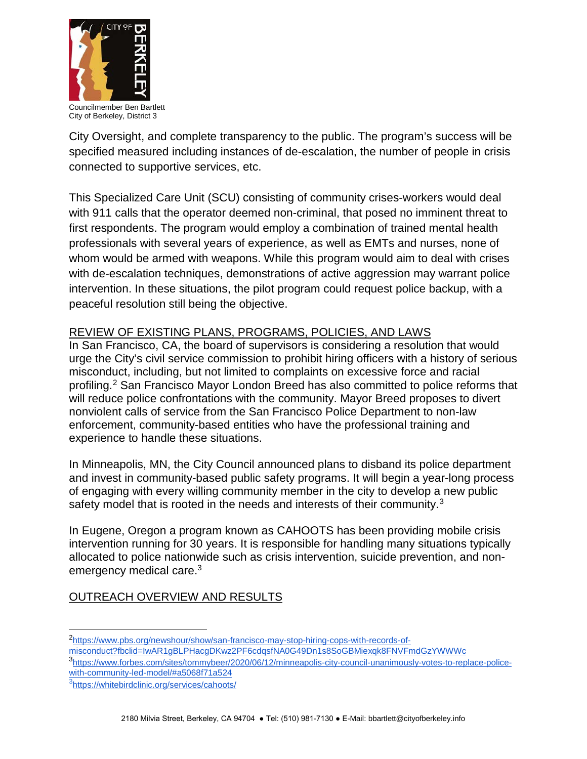City Oversight, and complete transparency to the public. The program's success will be specified measured including instances of de-escalation, the number of people in crisis connected to supportive services, etc.

This Specialized Care Unit (SCU) consisting of community crises-workers would deal with 911 calls that the operator deemed non-criminal, that posed no imminent threat to first respondents. The program would employ a combination of trained mental health professionals with several years of experience, as well as EMTs and nurses, none of whom would be armed with weapons. While this program would aim to deal with crises with de-escalation techniques, demonstrations of active aggression may warrant police intervention. In these situations, the pilot program could request police backup, with a peaceful resolution still being the objective.

## REVIEW OF EXISTING PLANS, PROGRAMS, POLICIES, AND LAWS

In San Francisco, CA, the board of supervisors is considering a resolution that would urge the City's civil service commission to prohibit hiring officers with a history of serious misconduct, including, but not limited to complaints on excessive force and racial profiling.[2] San Francisco Mayor London Breed has also committed to police reforms that will reduce police confrontations with the community. Mayor Breed proposes to divert nonviolent calls of service from the San Francisco Police Department to non-law enforcement, community-based entities who have the professional training and experience to handle these situations.

In Minneapolis, MN, the City Council announced plans to disband its police department and invest in community-based public safety programs. It will begin a year-long process of engaging with every willing community member in the city to develop a new public safety model that is rooted in the needs and interests of their community.[3]

In Eugene, Oregon a program known as CAHOOTS has been providing mobile crisis intervention running for 30 years. It is responsible for handling many situations typically allocated to police nationwide such as crisis intervention, suicide prevention, and non-emergency medical care.[3]

## OUTREACH OVERVIEW AND RESULTS

---

[2] https://www.pbs.org/newshour/show/san-francisco-may-stop-hiring-cops-with-records-of-misconduct?fbclid=IwAR1gBLPHacgDKwz2PF6cdqsfNA0G49Dn1s8SoGBMiexqk8FNVFmdGzYWWWc

[3] https://www.forbes.com/sites/tommybeer/2020/06/12/minneapolis-city-council-unanimously-votes-to-replace-police-with-community-led-model/#a5068f71a524

[3] https://whitebirdclinic.org/services/cahoots/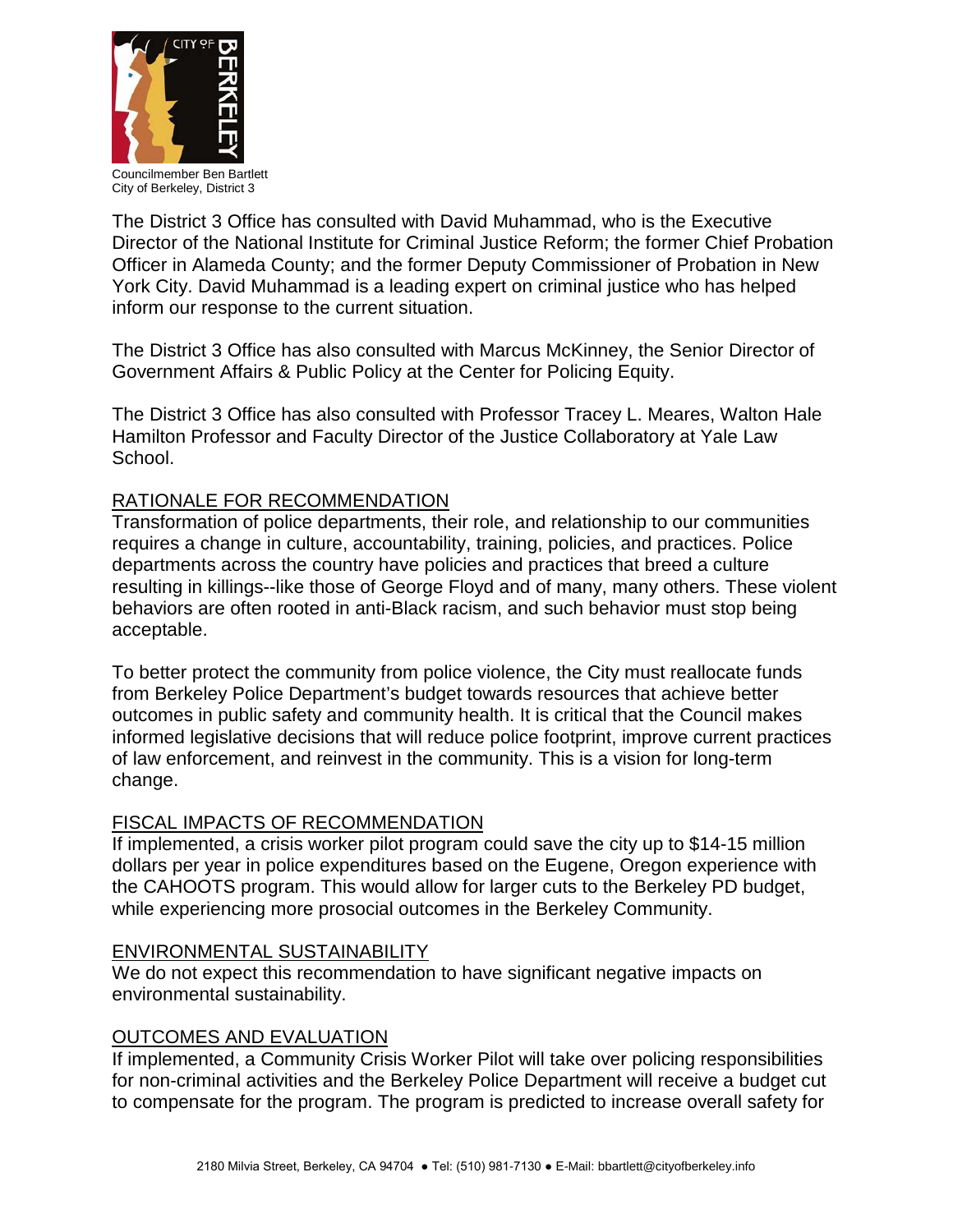The District 3 Office has consulted with David Muhammad, who is the Executive Director of the National Institute for Criminal Justice Reform; the former Chief Probation Officer in Alameda County; and the former Deputy Commissioner of Probation in New York City. David Muhammad is a leading expert on criminal justice who has helped inform our response to the current situation.

The District 3 Office has also consulted with Marcus McKinney, the Senior Director of Government Affairs & Public Policy at the Center for Policing Equity.

The District 3 Office has also consulted with Professor Tracey L. Meares, Walton Hale Hamilton Professor and Faculty Director of the Justice Collaboratory at Yale Law School.

## RATIONALE FOR RECOMMENDATION

Transformation of police departments, their role, and relationship to our communities requires a change in culture, accountability, training, policies, and practices. Police departments across the country have policies and practices that breed a culture resulting in killings--like those of George Floyd and of many, many others. These violent behaviors are often rooted in anti-Black racism, and such behavior must stop being acceptable.

To better protect the community from police violence, the City must reallocate funds from Berkeley Police Department's budget towards resources that achieve better outcomes in public safety and community health. It is critical that the Council makes informed legislative decisions that will reduce police footprint, improve current practices of law enforcement, and reinvest in the community. This is a vision for long-term change.

## FISCAL IMPACTS OF RECOMMENDATION

If implemented, a crisis worker pilot program could save the city up to $14-15 million dollars per year in police expenditures based on the Eugene, Oregon experience with the CAHOOTS program. This would allow for larger cuts to the Berkeley PD budget, while experiencing more prosocial outcomes in the Berkeley Community.

## ENVIRONMENTAL SUSTAINABILITY

We do not expect this recommendation to have significant negative impacts on environmental sustainability.

## OUTCOMES AND EVALUATION

If implemented, a Community Crisis Worker Pilot will take over policing responsibilities for non-criminal activities and the Berkeley Police Department will receive a budget cut to compensate for the program. The program is predicted to increase overall safety for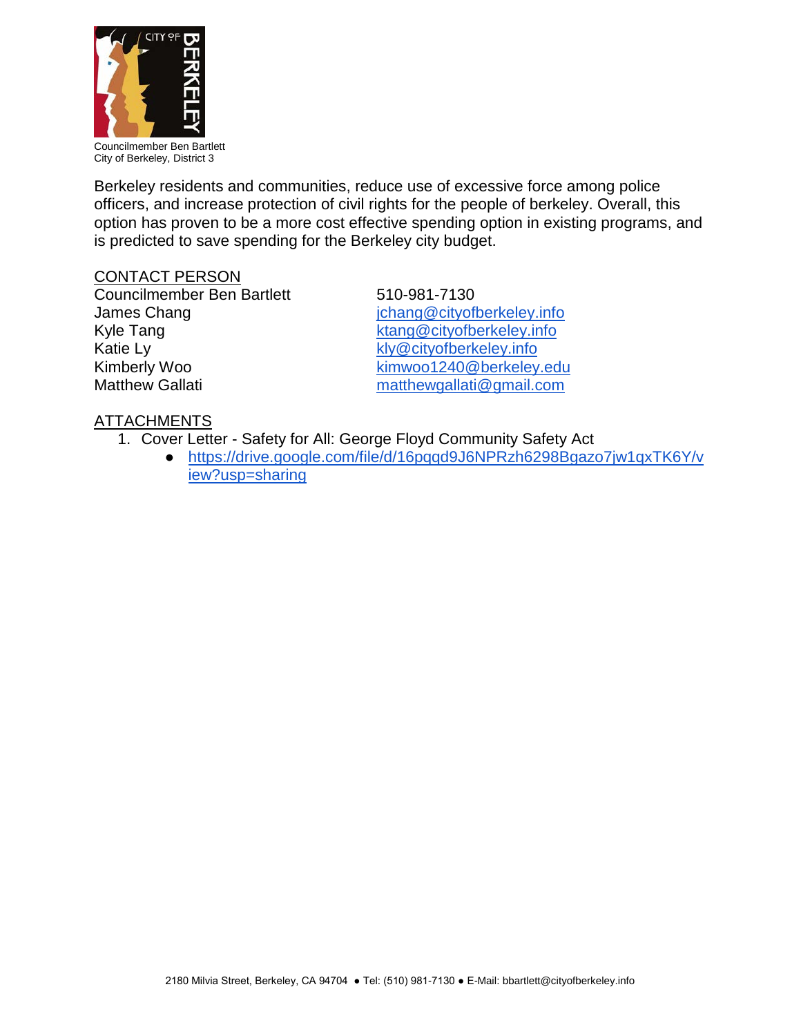Councilmember Ben Bartlett
City of Berkeley, District 3

Berkeley residents and communities, reduce use of excessive force among police officers, and increase protection of civil rights for the people of berkeley. Overall, this option has proven to be a more cost effective spending option in existing programs, and is predicted to save spending for the Berkeley city budget.

CONTACT PERSON

| | |
|---|---|
| Councilmember Ben Bartlett | 510-981-7130 |
| James Chang | jchang@cityofberkeley.info |
| Kyle Tang | ktang@cityofberkeley.info |
| Katie Ly | kly@cityofberkeley.info |
| Kimberly Woo | kimwoo1240@berkeley.edu |
| Matthew Gallati | matthewgallati@gmail.com |

ATTACHMENTS

1. Cover Letter - Safety for All: George Floyd Community Safety Act
   - https://drive.google.com/file/d/16pqqd9J6NPRzh6298Bgazo7jw1qxTK6Y/view?usp=sharing

2180 Milvia Street, Berkeley, CA 94704 ● Tel: (510) 981-7130 ● E-Mail: bbartlett@cityofberkeley.info